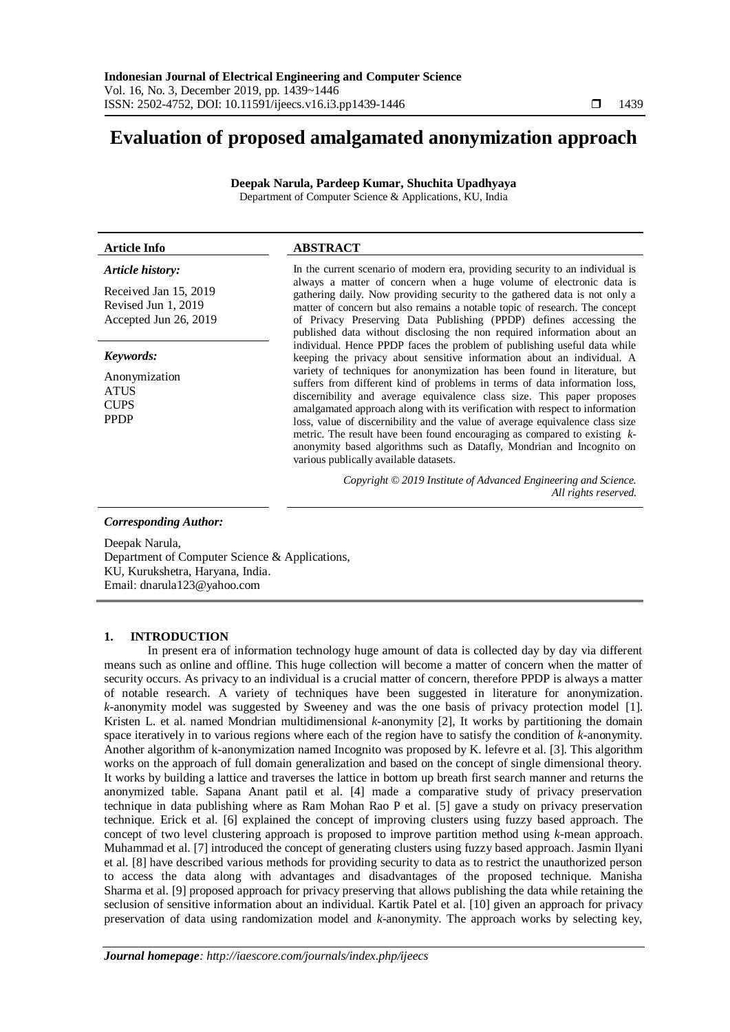# Evaluation of proposed amalgamated anonymization approach

**Deepak Narula, Pardeep Kumar, Shuchita Upadhyaya**

Department of Computer Science & Applications, KU, India

| **Article Info** | **ABSTRACT** |
|---|---|
| ***Article history:*** <br> Received Jan 15, 2019 <br> Revised Jun 1, 2019 <br> Accepted Jun 26, 2019 <br><br> ***Keywords:*** <br> Anonymization <br> ATUS <br> CUPS <br> PPDP | In the current scenario of modern era, providing security to an individual is always a matter of concern when a huge volume of electronic data is gathering daily. Now providing security to the gathered data is not only a matter of concern but also remains a notable topic of research. The concept of Privacy Preserving Data Publishing (PPDP) defines accessing the published data without disclosing the non required information about an individual. Hence PPDP faces the problem of publishing useful data while keeping the privacy about sensitive information about an individual. A variety of techniques for anonymization has been found in literature, but suffers from different kind of problems in terms of data information loss, discernibility and average equivalence class size. This paper proposes amalgamated approach along with its verification with respect to information loss, value of discernibility and the value of average equivalence class size metric. The result have been found encouraging as compared to existing *k*-anonymity based algorithms such as Datafly, Mondrian and Incognito on various publically available datasets. <br><br> *Copyright © 2019 Institute of Advanced Engineering and Science. All rights reserved.* |

***Corresponding Author:***

Deepak Narula,
Department of Computer Science & Applications,
KU, Kurukshetra, Haryana, India.
Email: dnarula123@yahoo.com

## 1. INTRODUCTION

In present era of information technology huge amount of data is collected day by day via different means such as online and offline. This huge collection will become a matter of concern when the matter of security occurs. As privacy to an individual is a crucial matter of concern, therefore PPDP is always a matter of notable research. A variety of techniques have been suggested in literature for anonymization. *k*-anonymity model was suggested by Sweeney and was the one basis of privacy protection model [1]. Kristen L. et al. named Mondrian multidimensional *k*-anonymity [2], It works by partitioning the domain space iteratively in to various regions where each of the region have to satisfy the condition of *k*-anonymity. Another algorithm of k-anonymization named Incognito was proposed by K. lefevre et al. [3]. This algorithm works on the approach of full domain generalization and based on the concept of single dimensional theory. It works by building a lattice and traverses the lattice in bottom up breath first search manner and returns the anonymized table. Sapana Anant patil et al. [4] made a comparative study of privacy preservation technique in data publishing where as Ram Mohan Rao P et al. [5] gave a study on privacy preservation technique. Erick et al. [6] explained the concept of improving clusters using fuzzy based approach. The concept of two level clustering approach is proposed to improve partition method using *k*-mean approach. Muhammad et al. [7] introduced the concept of generating clusters using fuzzy based approach. Jasmin Ilyani et al. [8] have described various methods for providing security to data as to restrict the unauthorized person to access the data along with advantages and disadvantages of the proposed technique. Manisha Sharma et al. [9] proposed approach for privacy preserving that allows publishing the data while retaining the seclusion of sensitive information about an individual. Kartik Patel et al. [10] given an approach for privacy preservation of data using randomization model and *k*-anonymity. The approach works by selecting key,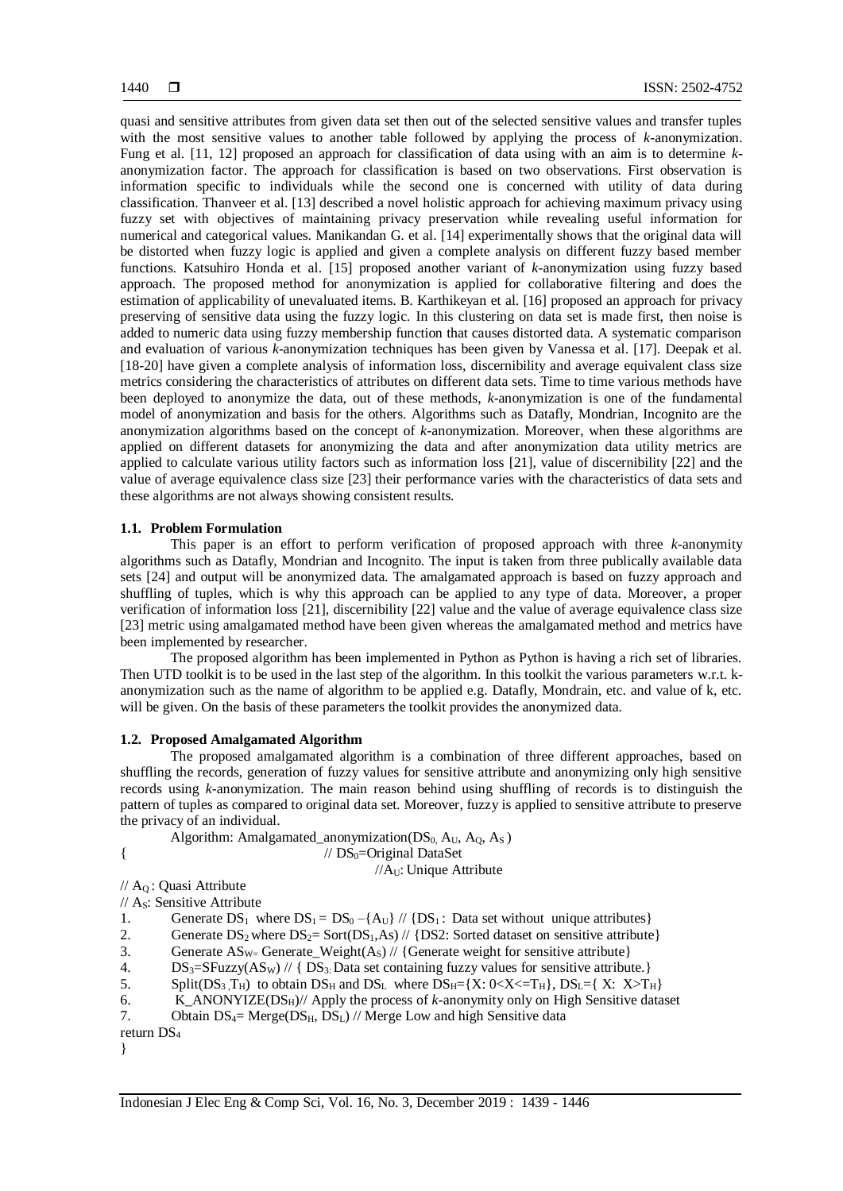quasi and sensitive attributes from given data set then out of the selected sensitive values and transfer tuples with the most sensitive values to another table followed by applying the process of *k*-anonymization. Fung et al. [11, 12] proposed an approach for classification of data using with an aim is to determine *k*-anonymization factor. The approach for classification is based on two observations. First observation is information specific to individuals while the second one is concerned with utility of data during classification. Thanveer et al. [13] described a novel holistic approach for achieving maximum privacy using fuzzy set with objectives of maintaining privacy preservation while revealing useful information for numerical and categorical values. Manikandan G. et al. [14] experimentally shows that the original data will be distorted when fuzzy logic is applied and given a complete analysis on different fuzzy based member functions. Katsuhiro Honda et al. [15] proposed another variant of *k*-anonymization using fuzzy based approach. The proposed method for anonymization is applied for collaborative filtering and does the estimation of applicability of unevaluated items. B. Karthikeyan et al. [16] proposed an approach for privacy preserving of sensitive data using the fuzzy logic. In this clustering on data set is made first, then noise is added to numeric data using fuzzy membership function that causes distorted data. A systematic comparison and evaluation of various *k*-anonymization techniques has been given by Vanessa et al. [17]. Deepak et al. [18-20] have given a complete analysis of information loss, discernibility and average equivalent class size metrics considering the characteristics of attributes on different data sets. Time to time various methods have been deployed to anonymize the data, out of these methods, *k*-anonymization is one of the fundamental model of anonymization and basis for the others. Algorithms such as Datafly, Mondrian, Incognito are the anonymization algorithms based on the concept of *k*-anonymization. Moreover, when these algorithms are applied on different datasets for anonymizing the data and after anonymization data utility metrics are applied to calculate various utility factors such as information loss [21], value of discernibility [22] and the value of average equivalence class size [23] their performance varies with the characteristics of data sets and these algorithms are not always showing consistent results.

### 1.1. Problem Formulation

This paper is an effort to perform verification of proposed approach with three *k*-anonymity algorithms such as Datafly, Mondrian and Incognito. The input is taken from three publically available data sets [24] and output will be anonymized data. The amalgamated approach is based on fuzzy approach and shuffling of tuples, which is why this approach can be applied to any type of data. Moreover, a proper verification of information loss [21], discernibility [22] value and the value of average equivalence class size [23] metric using amalgamated method have been given whereas the amalgamated method and metrics have been implemented by researcher.

The proposed algorithm has been implemented in Python as Python is having a rich set of libraries. Then UTD toolkit is to be used in the last step of the algorithm. In this toolkit the various parameters w.r.t. k-anonymization such as the name of algorithm to be applied e.g. Datafly, Mondrain, etc. and value of k, etc. will be given. On the basis of these parameters the toolkit provides the anonymized data.

### 1.2. Proposed Amalgamated Algorithm

The proposed amalgamated algorithm is a combination of three different approaches, based on shuffling the records, generation of fuzzy values for sensitive attribute and anonymizing only high sensitive records using *k*-anonymization. The main reason behind using shuffling of records is to distinguish the pattern of tuples as compared to original data set. Moreover, fuzzy is applied to sensitive attribute to preserve the privacy of an individual.

Algorithm: Amalgamated_anonymization($DS_0$, $A_U$, $A_Q$, $A_S$)

{ // $DS_0$=Original DataSet
//$A_U$: Unique Attribute
// $A_Q$ : Quasi Attribute
// $A_S$: Sensitive Attribute

1. Generate $DS_1$ where $DS_1 = DS_0 - \{A_U\}$ // {$DS_1$ : Data set without unique attributes}
2. Generate $DS_2$ where $DS_2$= Sort($DS_1$,As) // {DS2: Sorted dataset on sensitive attribute}
3. Generate $AS_W$= Generate_Weight($A_S$) // {Generate weight for sensitive attribute}
4. $DS_3$=SFuzzy($AS_W$) // { $DS_3$: Data set containing fuzzy values for sensitive attribute.}
5. Split($DS_3$ ,$T_H$) to obtain $DS_H$ and $DS_L$ where $DS_H=\{X: 0<X<=T_H\}$, $DS_L=\{X: X>T_H\}$
6. K_ANONYIZE($DS_H$)// Apply the process of *k*-anonymity only on High Sensitive dataset
7. Obtain $DS_4$= Merge($DS_H$, $DS_L$) // Merge Low and high Sensitive data

return $DS_4$

}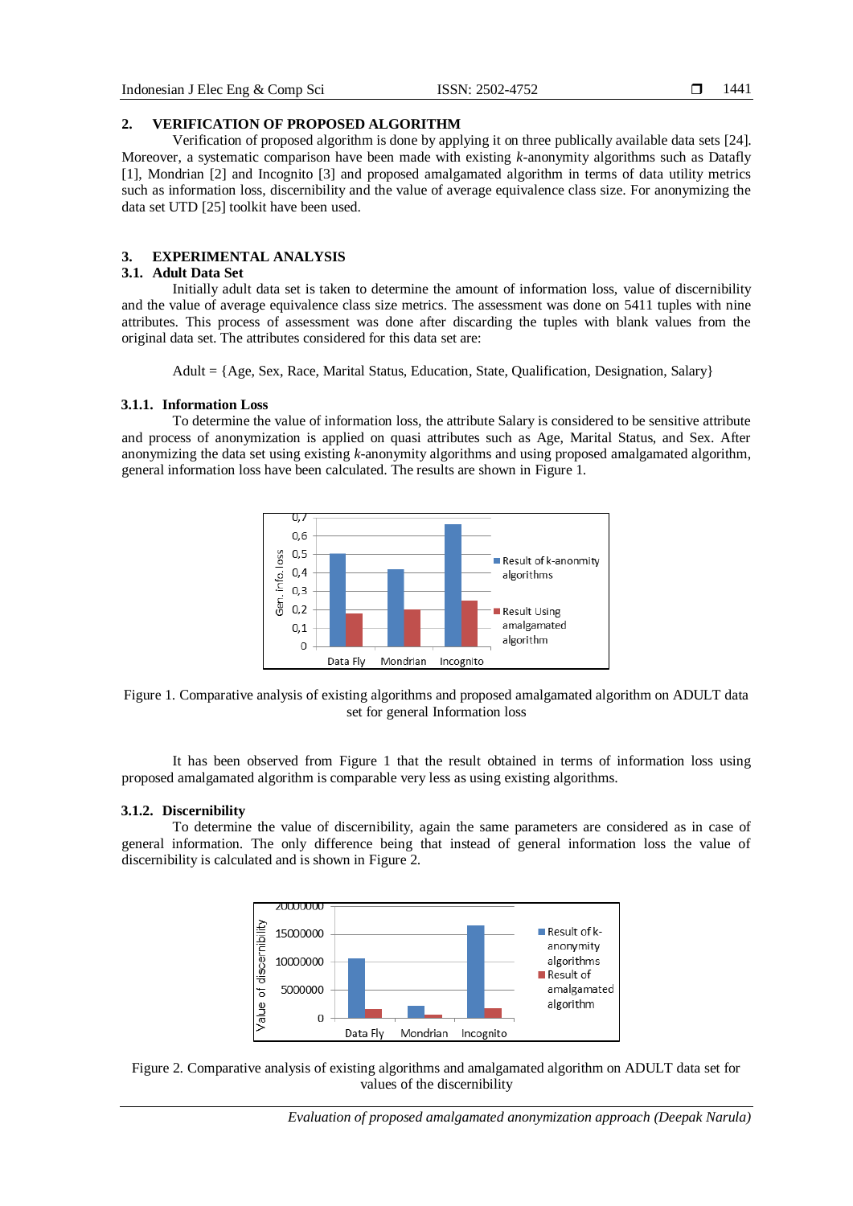## 2. VERIFICATION OF PROPOSED ALGORITHM

Verification of proposed algorithm is done by applying it on three publically available data sets [24]. Moreover, a systematic comparison have been made with existing *k*-anonymity algorithms such as Datafly [1], Mondrian [2] and Incognito [3] and proposed amalgamated algorithm in terms of data utility metrics such as information loss, discernibility and the value of average equivalence class size. For anonymizing the data set UTD [25] toolkit have been used.

## 3. EXPERIMENTAL ANALYSIS

### 3.1. Adult Data Set

Initially adult data set is taken to determine the amount of information loss, value of discernibility and the value of average equivalence class size metrics. The assessment was done on 5411 tuples with nine attributes. This process of assessment was done after discarding the tuples with blank values from the original data set. The attributes considered for this data set are:

Adult = {Age, Sex, Race, Marital Status, Education, State, Qualification, Designation, Salary}

#### 3.1.1. Information Loss

To determine the value of information loss, the attribute Salary is considered to be sensitive attribute and process of anonymization is applied on quasi attributes such as Age, Marital Status, and Sex. After anonymizing the data set using existing *k*-anonymity algorithms and using proposed amalgamated algorithm, general information loss have been calculated. The results are shown in Figure 1.

Figure 1. Comparative analysis of existing algorithms and proposed amalgamated algorithm on ADULT data set for general Information loss

It has been observed from Figure 1 that the result obtained in terms of information loss using proposed amalgamated algorithm is comparable very less as using existing algorithms.

#### 3.1.2. Discernibility

To determine the value of discernibility, again the same parameters are considered as in case of general information. The only difference being that instead of general information loss the value of discernibility is calculated and is shown in Figure 2.

Figure 2. Comparative analysis of existing algorithms and amalgamated algorithm on ADULT data set for values of the discernibility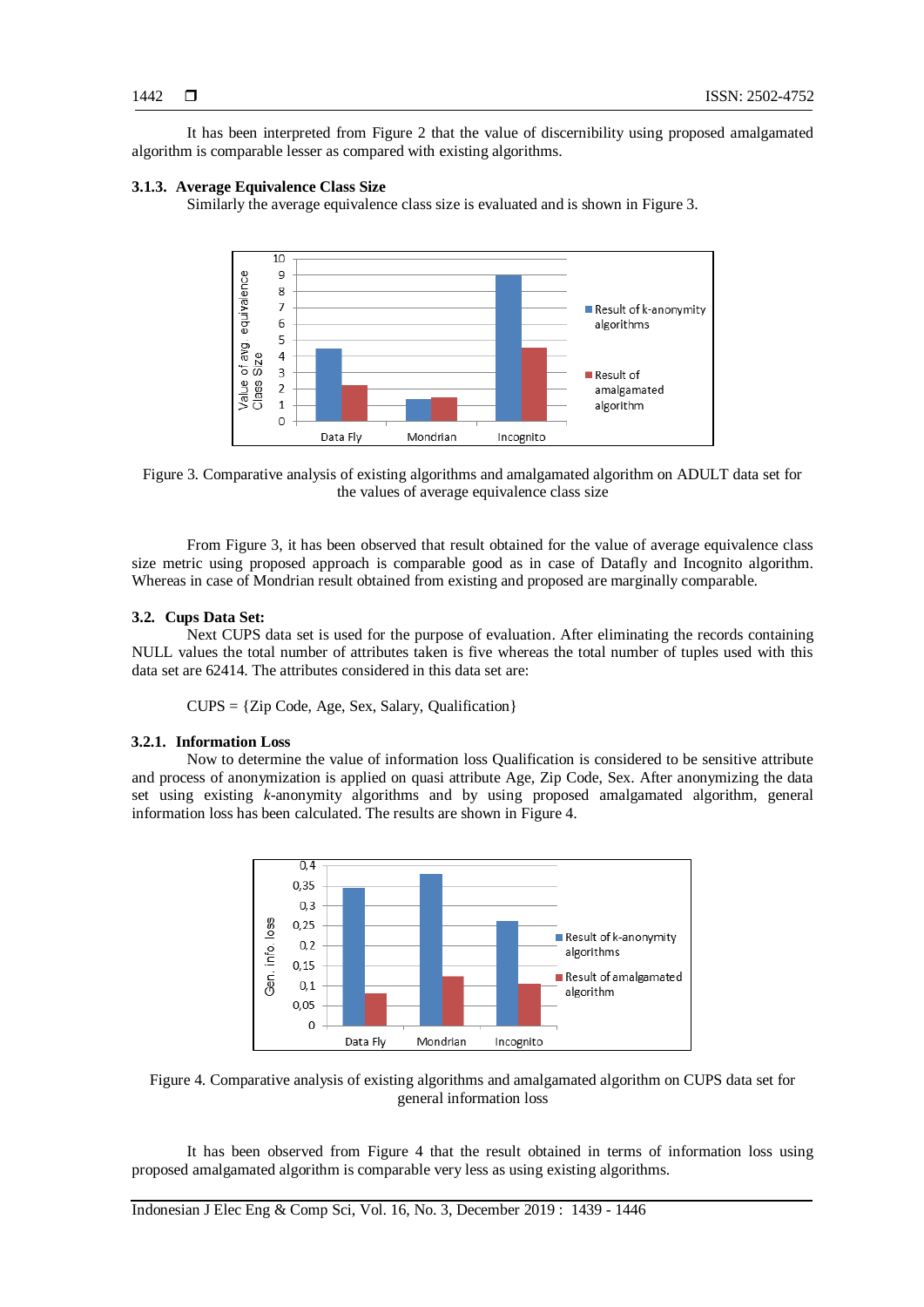It has been interpreted from Figure 2 that the value of discernibility using proposed amalgamated algorithm is comparable lesser as compared with existing algorithms.

#### 3.1.3. Average Equivalence Class Size

Similarly the average equivalence class size is evaluated and is shown in Figure 3.

Figure 3. Comparative analysis of existing algorithms and amalgamated algorithm on ADULT data set for the values of average equivalence class size

From Figure 3, it has been observed that result obtained for the value of average equivalence class size metric using proposed approach is comparable good as in case of Datafly and Incognito algorithm. Whereas in case of Mondrian result obtained from existing and proposed are marginally comparable.

### 3.2. Cups Data Set:

Next CUPS data set is used for the purpose of evaluation. After eliminating the records containing NULL values the total number of attributes taken is five whereas the total number of tuples used with this data set are 62414. The attributes considered in this data set are:

CUPS = {Zip Code, Age, Sex, Salary, Qualification}

#### 3.2.1. Information Loss

Now to determine the value of information loss Qualification is considered to be sensitive attribute and process of anonymization is applied on quasi attribute Age, Zip Code, Sex. After anonymizing the data set using existing *k*-anonymity algorithms and by using proposed amalgamated algorithm, general information loss has been calculated. The results are shown in Figure 4.

Figure 4. Comparative analysis of existing algorithms and amalgamated algorithm on CUPS data set for general information loss

It has been observed from Figure 4 that the result obtained in terms of information loss using proposed amalgamated algorithm is comparable very less as using existing algorithms.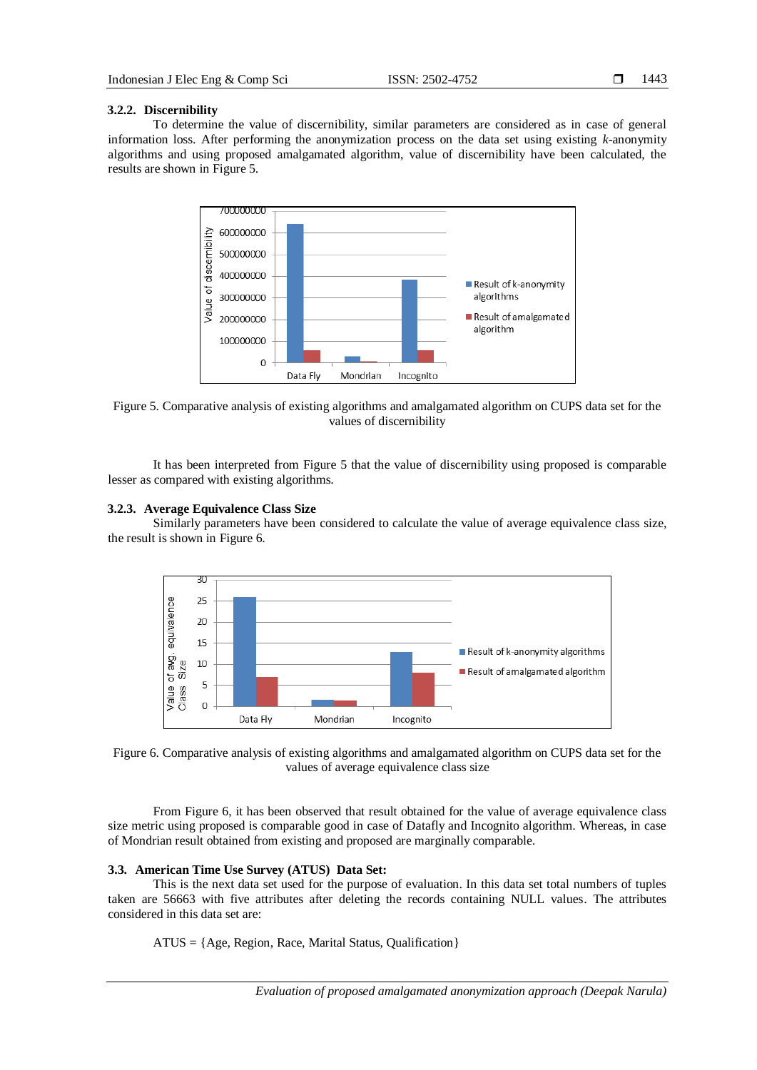### 3.2.2. Discernibility

To determine the value of discernibility, similar parameters are considered as in case of general information loss. After performing the anonymization process on the data set using existing *k*-anonymity algorithms and using proposed amalgamated algorithm, value of discernibility have been calculated, the results are shown in Figure 5.

Figure 5. Comparative analysis of existing algorithms and amalgamated algorithm on CUPS data set for the values of discernibility

It has been interpreted from Figure 5 that the value of discernibility using proposed is comparable lesser as compared with existing algorithms.

### 3.2.3. Average Equivalence Class Size

Similarly parameters have been considered to calculate the value of average equivalence class size, the result is shown in Figure 6.

Figure 6. Comparative analysis of existing algorithms and amalgamated algorithm on CUPS data set for the values of average equivalence class size

From Figure 6, it has been observed that result obtained for the value of average equivalence class size metric using proposed is comparable good in case of Datafly and Incognito algorithm. Whereas, in case of Mondrian result obtained from existing and proposed are marginally comparable.

## 3.3. American Time Use Survey (ATUS) Data Set:

This is the next data set used for the purpose of evaluation. In this data set total numbers of tuples taken are 56663 with five attributes after deleting the records containing NULL values. The attributes considered in this data set are:

ATUS = {Age, Region, Race, Marital Status, Qualification}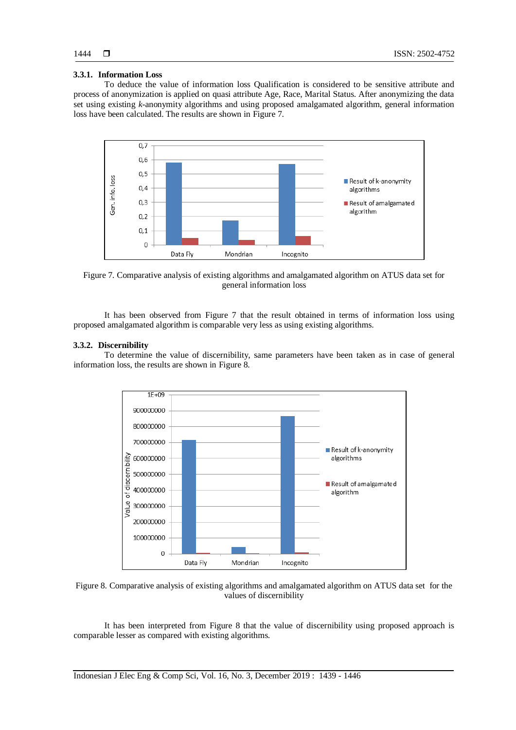### 3.3.1. Information Loss

To deduce the value of information loss Qualification is considered to be sensitive attribute and process of anonymization is applied on quasi attribute Age, Race, Marital Status. After anonymizing the data set using existing *k*-anonymity algorithms and using proposed amalgamated algorithm, general information loss have been calculated. The results are shown in Figure 7.

Figure 7. Comparative analysis of existing algorithms and amalgamated algorithm on ATUS data set for general information loss

It has been observed from Figure 7 that the result obtained in terms of information loss using proposed amalgamated algorithm is comparable very less as using existing algorithms.

### 3.3.2. Discernibility

To determine the value of discernibility, same parameters have been taken as in case of general information loss, the results are shown in Figure 8.

Figure 8. Comparative analysis of existing algorithms and amalgamated algorithm on ATUS data set for the values of discernibility

It has been interpreted from Figure 8 that the value of discernibility using proposed approach is comparable lesser as compared with existing algorithms.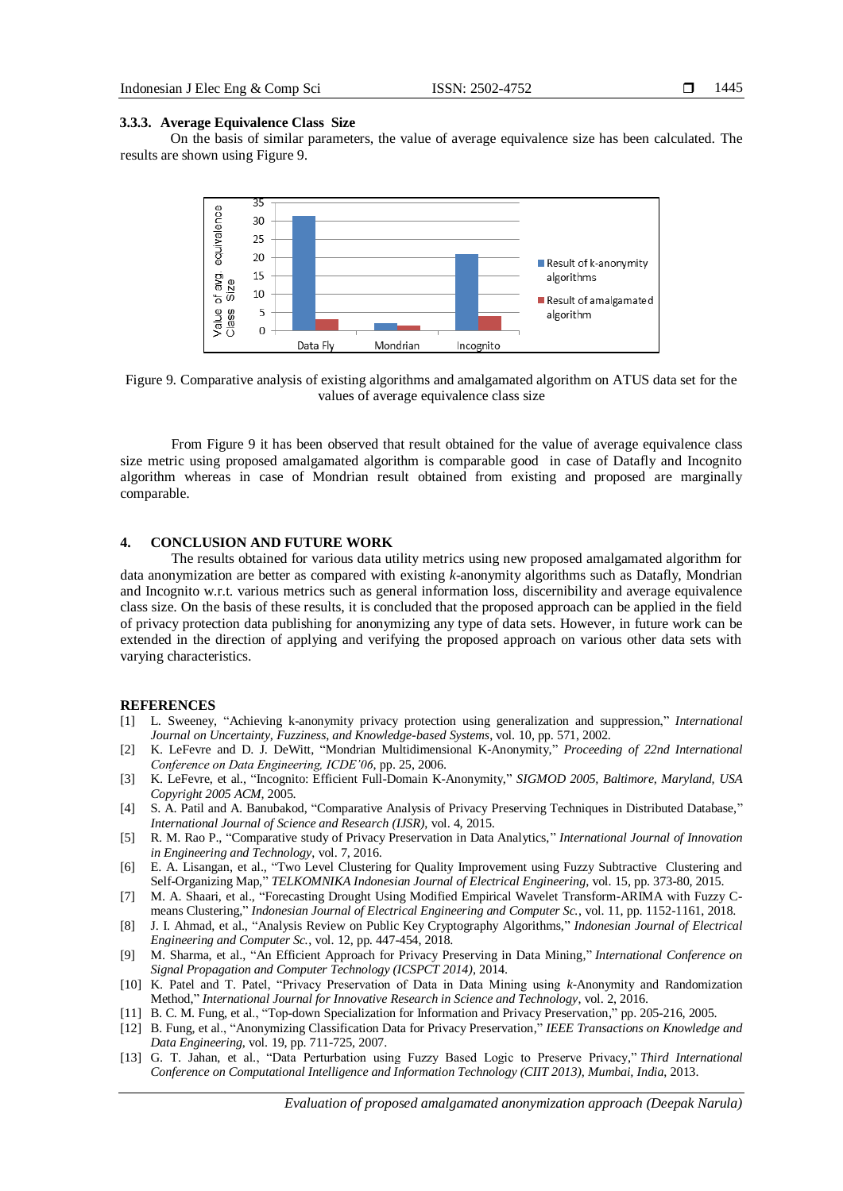### 3.3.3. Average Equivalence Class Size

On the basis of similar parameters, the value of average equivalence size has been calculated. The results are shown using Figure 9.

Figure 9. Comparative analysis of existing algorithms and amalgamated algorithm on ATUS data set for the values of average equivalence class size

From Figure 9 it has been observed that result obtained for the value of average equivalence class size metric using proposed amalgamated algorithm is comparable good in case of Datafly and Incognito algorithm whereas in case of Mondrian result obtained from existing and proposed are marginally comparable.

## 4. CONCLUSION AND FUTURE WORK

The results obtained for various data utility metrics using new proposed amalgamated algorithm for data anonymization are better as compared with existing *k*-anonymity algorithms such as Datafly, Mondrian and Incognito w.r.t. various metrics such as general information loss, discernibility and average equivalence class size. On the basis of these results, it is concluded that the proposed approach can be applied in the field of privacy protection data publishing for anonymizing any type of data sets. However, in future work can be extended in the direction of applying and verifying the proposed approach on various other data sets with varying characteristics.

## REFERENCES

[1] L. Sweeney, "Achieving k-anonymity privacy protection using generalization and suppression," *International Journal on Uncertainty, Fuzziness, and Knowledge-based Systems*, vol. 10, pp. 571, 2002.

[2] K. LeFevre and D. J. DeWitt, "Mondrian Multidimensional K-Anonymity," *Proceeding of 22nd International Conference on Data Engineering, ICDE'06*, pp. 25, 2006.

[3] K. LeFevre, et al., "Incognito: Efficient Full-Domain K-Anonymity," *SIGMOD 2005, Baltimore, Maryland, USA Copyright 2005 ACM*, 2005.

[4] S. A. Patil and A. Banubakod, "Comparative Analysis of Privacy Preserving Techniques in Distributed Database," *International Journal of Science and Research (IJSR)*, vol. 4, 2015.

[5] R. M. Rao P., "Comparative study of Privacy Preservation in Data Analytics," *International Journal of Innovation in Engineering and Technology*, vol. 7, 2016.

[6] E. A. Lisangan, et al., "Two Level Clustering for Quality Improvement using Fuzzy Subtractive Clustering and Self-Organizing Map," *TELKOMNIKA Indonesian Journal of Electrical Engineering*, vol. 15, pp. 373-80, 2015.

[7] M. A. Shaari, et al., "Forecasting Drought Using Modified Empirical Wavelet Transform-ARIMA with Fuzzy C-means Clustering," *Indonesian Journal of Electrical Engineering and Computer Sc.*, vol. 11, pp. 1152-1161, 2018.

[8] J. I. Ahmad, et al., "Analysis Review on Public Key Cryptography Algorithms," *Indonesian Journal of Electrical Engineering and Computer Sc.*, vol. 12, pp. 447-454, 2018.

[9] M. Sharma, et al., "An Efficient Approach for Privacy Preserving in Data Mining," *International Conference on Signal Propagation and Computer Technology (ICSPCT 2014)*, 2014.

[10] K. Patel and T. Patel, "Privacy Preservation of Data in Data Mining using *k*-Anonymity and Randomization Method," *International Journal for Innovative Research in Science and Technology*, vol. 2, 2016.

[11] B. C. M. Fung, et al., "Top-down Specialization for Information and Privacy Preservation," pp. 205-216, 2005.

[12] B. Fung, et al., "Anonymizing Classification Data for Privacy Preservation," *IEEE Transactions on Knowledge and Data Engineering*, vol. 19, pp. 711-725, 2007.

[13] G. T. Jahan, et al., "Data Perturbation using Fuzzy Based Logic to Preserve Privacy," *Third International Conference on Computational Intelligence and Information Technology (CIIT 2013), Mumbai, India*, 2013.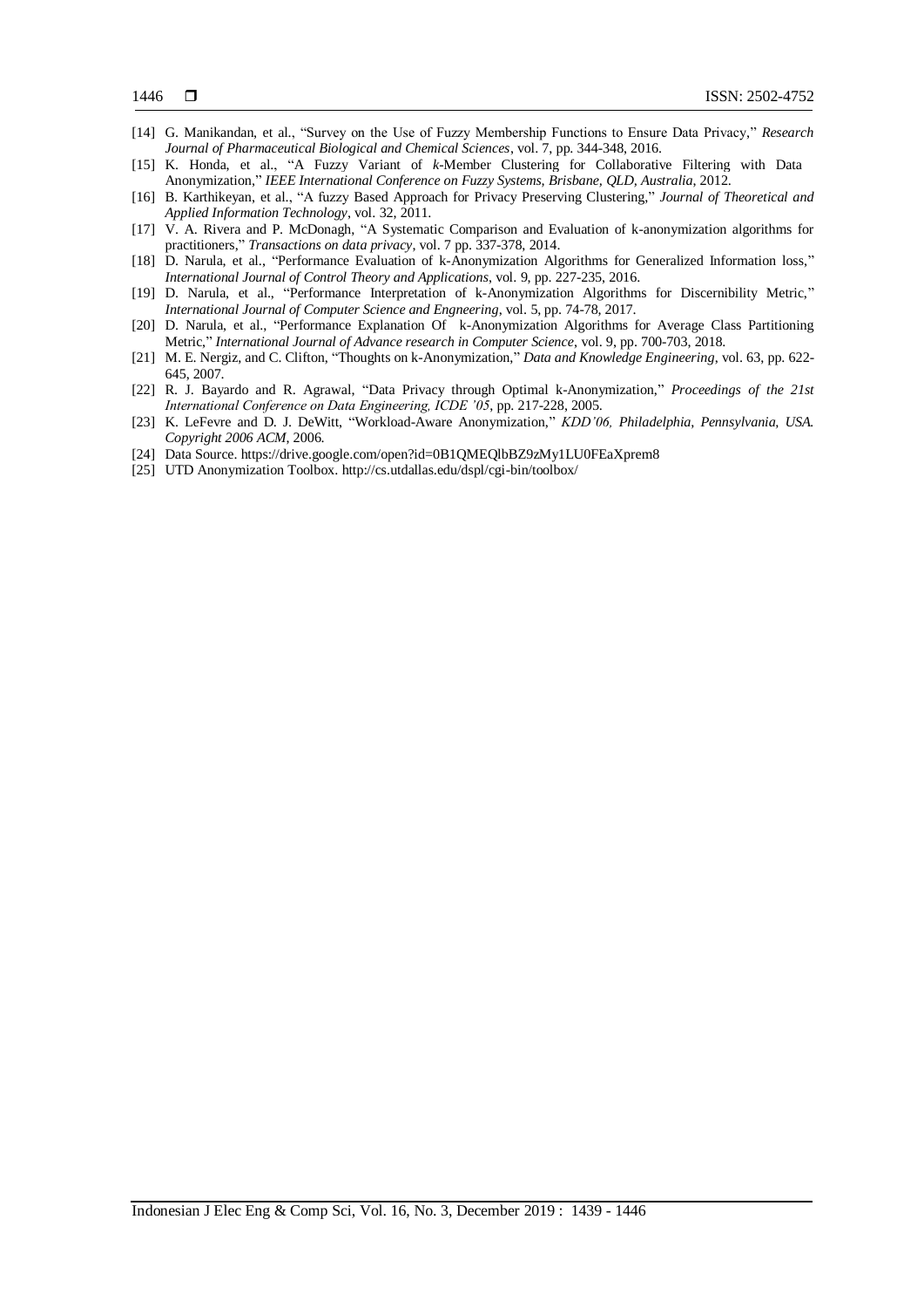[14] G. Manikandan, et al., "Survey on the Use of Fuzzy Membership Functions to Ensure Data Privacy," *Research Journal of Pharmaceutical Biological and Chemical Sciences*, vol. 7, pp. 344-348, 2016.

[15] K. Honda, et al., "A Fuzzy Variant of *k*-Member Clustering for Collaborative Filtering with Data Anonymization," *IEEE International Conference on Fuzzy Systems, Brisbane, QLD, Australia*, 2012.

[16] B. Karthikeyan, et al., "A fuzzy Based Approach for Privacy Preserving Clustering," *Journal of Theoretical and Applied Information Technology*, vol. 32, 2011.

[17] V. A. Rivera and P. McDonagh, "A Systematic Comparison and Evaluation of k-anonymization algorithms for practitioners," *Transactions on data privacy*, vol. 7 pp. 337-378, 2014.

[18] D. Narula, et al., "Performance Evaluation of k-Anonymization Algorithms for Generalized Information loss," *International Journal of Control Theory and Applications*, vol. 9, pp. 227-235, 2016.

[19] D. Narula, et al., "Performance Interpretation of k-Anonymization Algorithms for Discernibility Metric," *International Journal of Computer Science and Engneering*, vol. 5, pp. 74-78, 2017.

[20] D. Narula, et al., "Performance Explanation Of k-Anonymization Algorithms for Average Class Partitioning Metric," *International Journal of Advance research in Computer Science*, vol. 9, pp. 700-703, 2018.

[21] M. E. Nergiz, and C. Clifton, "Thoughts on k-Anonymization," *Data and Knowledge Engineering*, vol. 63, pp. 622-645, 2007.

[22] R. J. Bayardo and R. Agrawal, "Data Privacy through Optimal k-Anonymization," *Proceedings of the 21st International Conference on Data Engineering, ICDE '05*, pp. 217-228, 2005.

[23] K. LeFevre and D. J. DeWitt, "Workload-Aware Anonymization," *KDD'06, Philadelphia, Pennsylvania, USA. Copyright 2006 ACM*, 2006.

[24] Data Source. https://drive.google.com/open?id=0B1QMEQlbBZ9zMy1LU0FEaXprem8

[25] UTD Anonymization Toolbox. http://cs.utdallas.edu/dspl/cgi-bin/toolbox/